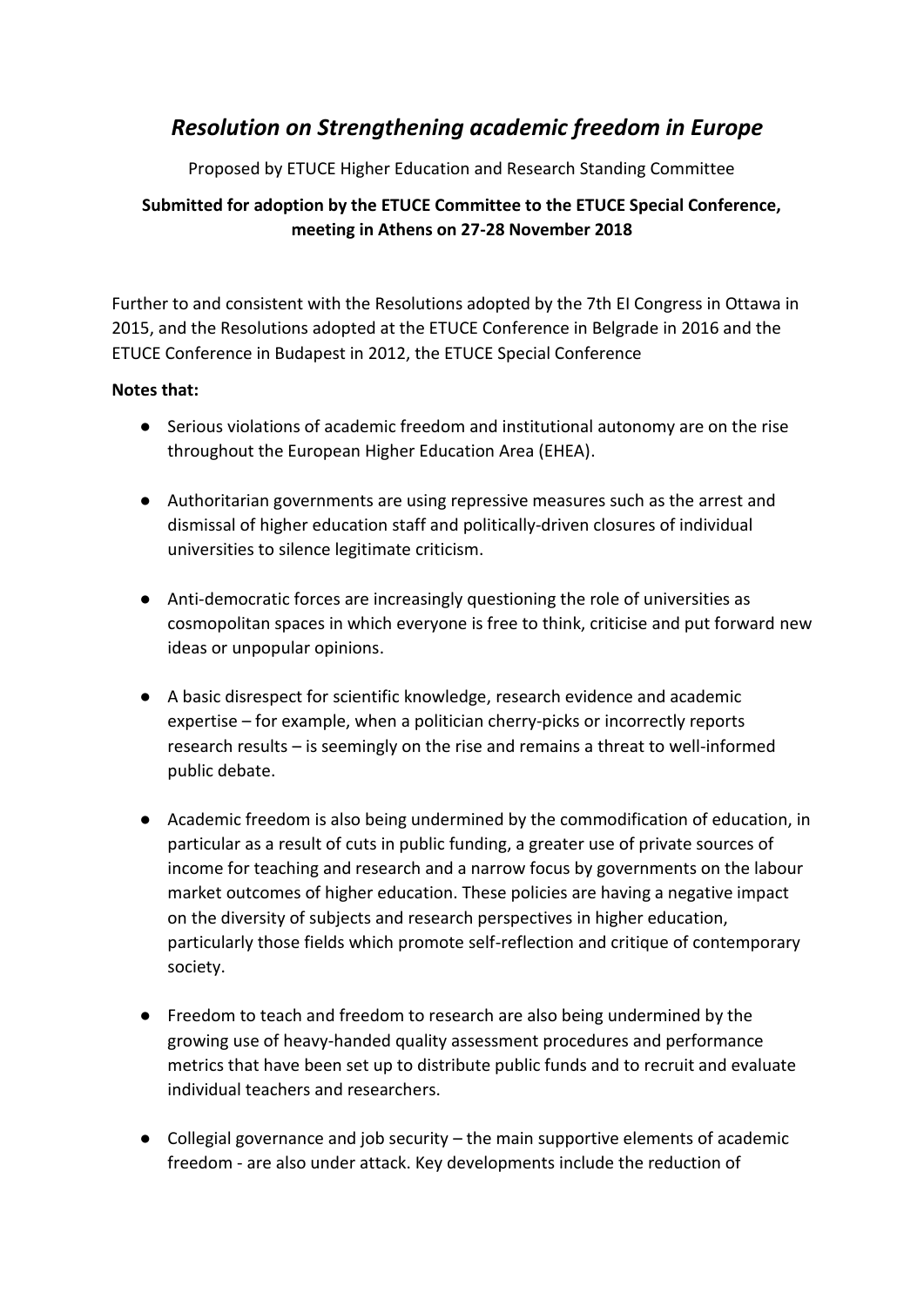# *Resolution on Strengthening academic freedom in Europe*

Proposed by ETUCE Higher Education and Research Standing Committee

**Submitted for adoption by the ETUCE Committee to the ETUCE Special Conference, meeting in Athens on 27-28 November 2018**

Further to and consistent with the Resolutions adopted by the 7th EI Congress in Ottawa in 2015, and the Resolutions adopted at the ETUCE Conference in Belgrade in 2016 and the ETUCE Conference in Budapest in 2012, the ETUCE Special Conference

**Notes that:**

- Serious violations of academic freedom and institutional autonomy are on the rise throughout the European Higher Education Area (EHEA).

- Authoritarian governments are using repressive measures such as the arrest and dismissal of higher education staff and politically-driven closures of individual universities to silence legitimate criticism.

- Anti-democratic forces are increasingly questioning the role of universities as cosmopolitan spaces in which everyone is free to think, criticise and put forward new ideas or unpopular opinions.

- A basic disrespect for scientific knowledge, research evidence and academic expertise – for example, when a politician cherry-picks or incorrectly reports research results – is seemingly on the rise and remains a threat to well-informed public debate.

- Academic freedom is also being undermined by the commodification of education, in particular as a result of cuts in public funding, a greater use of private sources of income for teaching and research and a narrow focus by governments on the labour market outcomes of higher education. These policies are having a negative impact on the diversity of subjects and research perspectives in higher education, particularly those fields which promote self-reflection and critique of contemporary society.

- Freedom to teach and freedom to research are also being undermined by the growing use of heavy-handed quality assessment procedures and performance metrics that have been set up to distribute public funds and to recruit and evaluate individual teachers and researchers.

- Collegial governance and job security – the main supportive elements of academic freedom - are also under attack. Key developments include the reduction of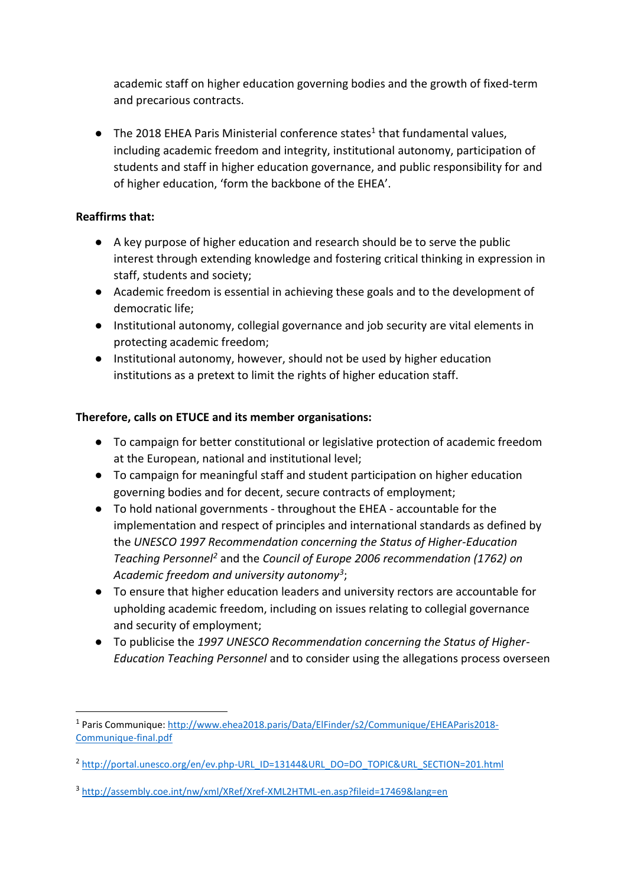academic staff on higher education governing bodies and the growth of fixed-term and precarious contracts.

- The 2018 EHEA Paris Ministerial conference states[1] that fundamental values, including academic freedom and integrity, institutional autonomy, participation of students and staff in higher education governance, and public responsibility for and of higher education, 'form the backbone of the EHEA'.

**Reaffirms that:**

- A key purpose of higher education and research should be to serve the public interest through extending knowledge and fostering critical thinking in expression in staff, students and society;
- Academic freedom is essential in achieving these goals and to the development of democratic life;
- Institutional autonomy, collegial governance and job security are vital elements in protecting academic freedom;
- Institutional autonomy, however, should not be used by higher education institutions as a pretext to limit the rights of higher education staff.

**Therefore, calls on ETUCE and its member organisations:**

- To campaign for better constitutional or legislative protection of academic freedom at the European, national and institutional level;
- To campaign for meaningful staff and student participation on higher education governing bodies and for decent, secure contracts of employment;
- To hold national governments - throughout the EHEA - accountable for the implementation and respect of principles and international standards as defined by the *UNESCO 1997 Recommendation concerning the Status of Higher-Education Teaching Personnel*[2] and the *Council of Europe 2006 recommendation (1762) on Academic freedom and university autonomy*[3];
- To ensure that higher education leaders and university rectors are accountable for upholding academic freedom, including on issues relating to collegial governance and security of employment;
- To publicise the *1997 UNESCO Recommendation concerning the Status of Higher-Education Teaching Personnel* and to consider using the allegations process overseen

---

[1] Paris Communique: http://www.ehea2018.paris/Data/ElFinder/s2/Communique/EHEAParis2018-Communique-final.pdf

[2] http://portal.unesco.org/en/ev.php-URL_ID=13144&URL_DO=DO_TOPIC&URL_SECTION=201.html

[3] http://assembly.coe.int/nw/xml/XRef/Xref-XML2HTML-en.asp?fileid=17469&lang=en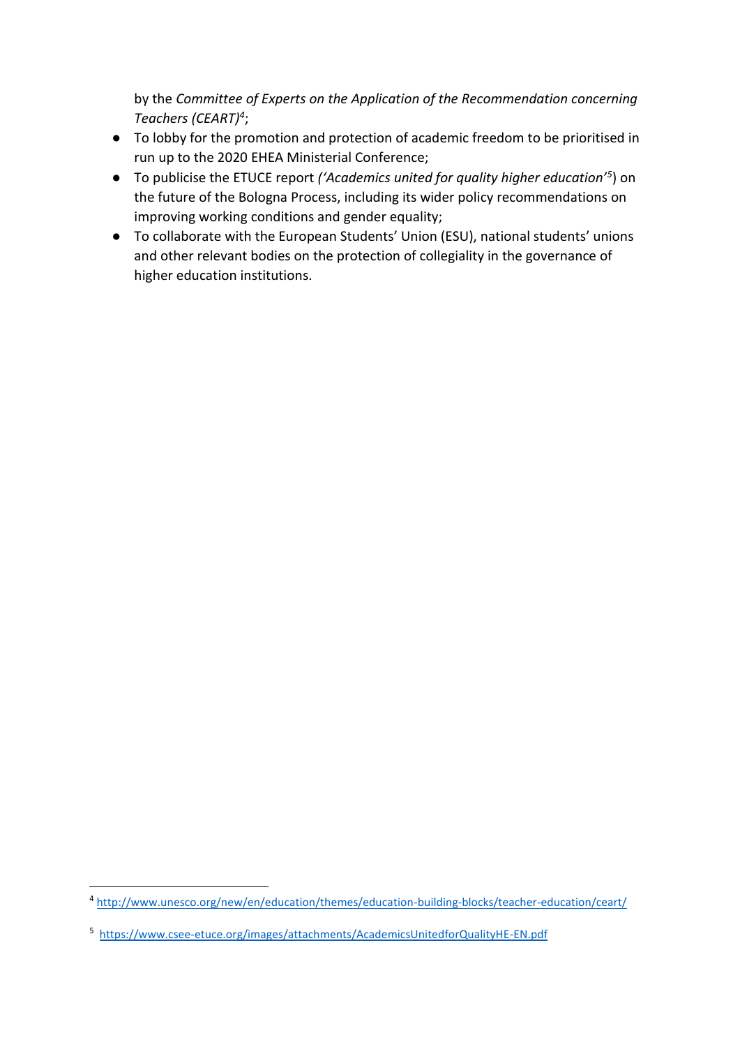by the *Committee of Experts on the Application of the Recommendation concerning Teachers (CEART)*[4];

- To lobby for the promotion and protection of academic freedom to be prioritised in run up to the 2020 EHEA Ministerial Conference;
- To publicise the ETUCE report *('Academics united for quality higher education'*[5]) on the future of the Bologna Process, including its wider policy recommendations on improving working conditions and gender equality;
- To collaborate with the European Students' Union (ESU), national students' unions and other relevant bodies on the protection of collegiality in the governance of higher education institutions.

---

[4] http://www.unesco.org/new/en/education/themes/education-building-blocks/teacher-education/ceart/

[5] https://www.csee-etuce.org/images/attachments/AcademicsUnitedforQualityHE-EN.pdf